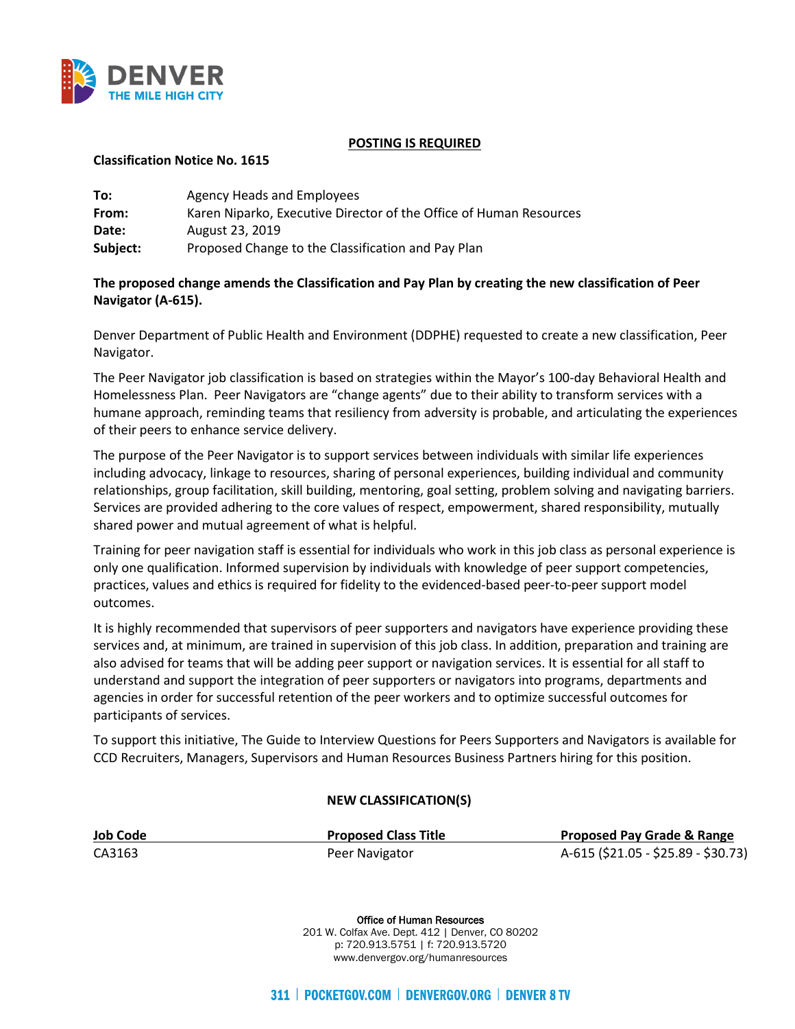**POSTING IS REQUIRED**

**Classification Notice No. 1615**

| | |
|---|---|
| **To:** | Agency Heads and Employees |
| **From:** | Karen Niparko, Executive Director of the Office of Human Resources |
| **Date:** | August 23, 2019 |
| **Subject:** | Proposed Change to the Classification and Pay Plan |

**The proposed change amends the Classification and Pay Plan by creating the new classification of Peer Navigator (A-615).**

Denver Department of Public Health and Environment (DDPHE) requested to create a new classification, Peer Navigator.

The Peer Navigator job classification is based on strategies within the Mayor's 100-day Behavioral Health and Homelessness Plan. Peer Navigators are "change agents" due to their ability to transform services with a humane approach, reminding teams that resiliency from adversity is probable, and articulating the experiences of their peers to enhance service delivery.

The purpose of the Peer Navigator is to support services between individuals with similar life experiences including advocacy, linkage to resources, sharing of personal experiences, building individual and community relationships, group facilitation, skill building, mentoring, goal setting, problem solving and navigating barriers. Services are provided adhering to the core values of respect, empowerment, shared responsibility, mutually shared power and mutual agreement of what is helpful.

Training for peer navigation staff is essential for individuals who work in this job class as personal experience is only one qualification. Informed supervision by individuals with knowledge of peer support competencies, practices, values and ethics is required for fidelity to the evidenced-based peer-to-peer support model outcomes.

It is highly recommended that supervisors of peer supporters and navigators have experience providing these services and, at minimum, are trained in supervision of this job class. In addition, preparation and training are also advised for teams that will be adding peer support or navigation services. It is essential for all staff to understand and support the integration of peer supporters or navigators into programs, departments and agencies in order for successful retention of the peer workers and to optimize successful outcomes for participants of services.

To support this initiative, The Guide to Interview Questions for Peers Supporters and Navigators is available for CCD Recruiters, Managers, Supervisors and Human Resources Business Partners hiring for this position.

**NEW CLASSIFICATION(S)**

| Job Code | Proposed Class Title | Proposed Pay Grade & Range |
|---|---|---|
| CA3163 | Peer Navigator | A-615 ($21.05 - $25.89 - $30.73) |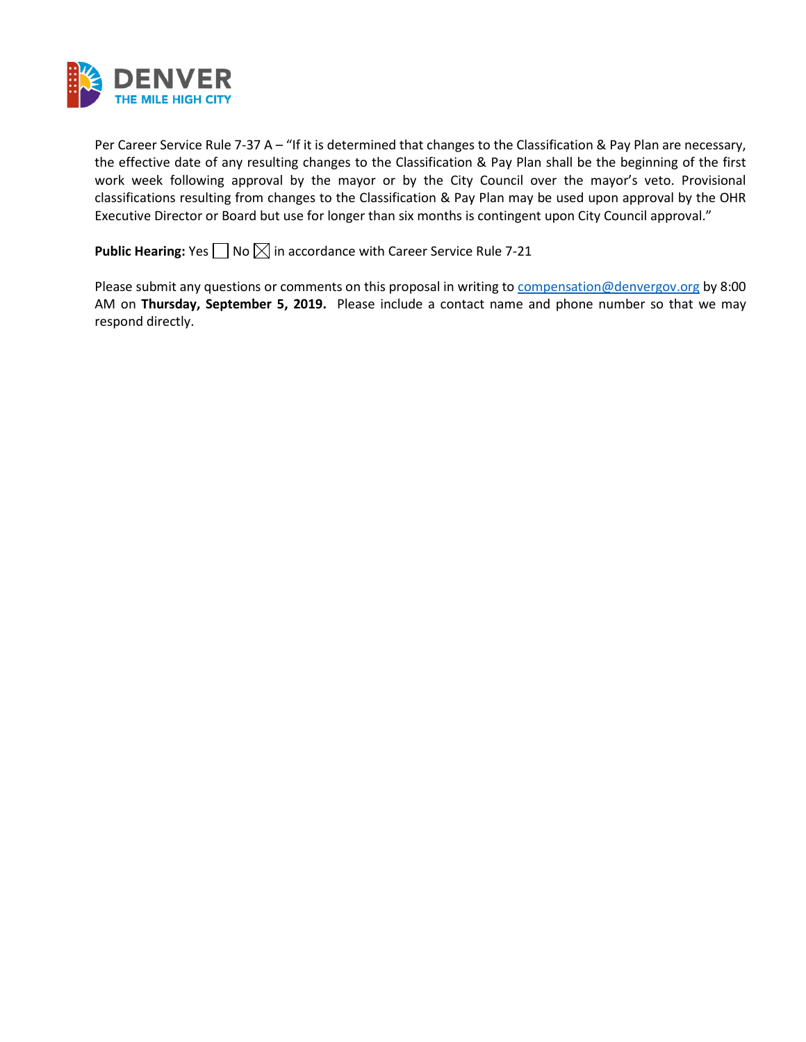Per Career Service Rule 7-37 A – "If it is determined that changes to the Classification & Pay Plan are necessary, the effective date of any resulting changes to the Classification & Pay Plan shall be the beginning of the first work week following approval by the mayor or by the City Council over the mayor's veto. Provisional classifications resulting from changes to the Classification & Pay Plan may be used upon approval by the OHR Executive Director or Board but use for longer than six months is contingent upon City Council approval."

**Public Hearing:** Yes ☐ No ☒ in accordance with Career Service Rule 7-21

Please submit any questions or comments on this proposal in writing to compensation@denvergov.org by 8:00 AM on **Thursday, September 5, 2019.** Please include a contact name and phone number so that we may respond directly.